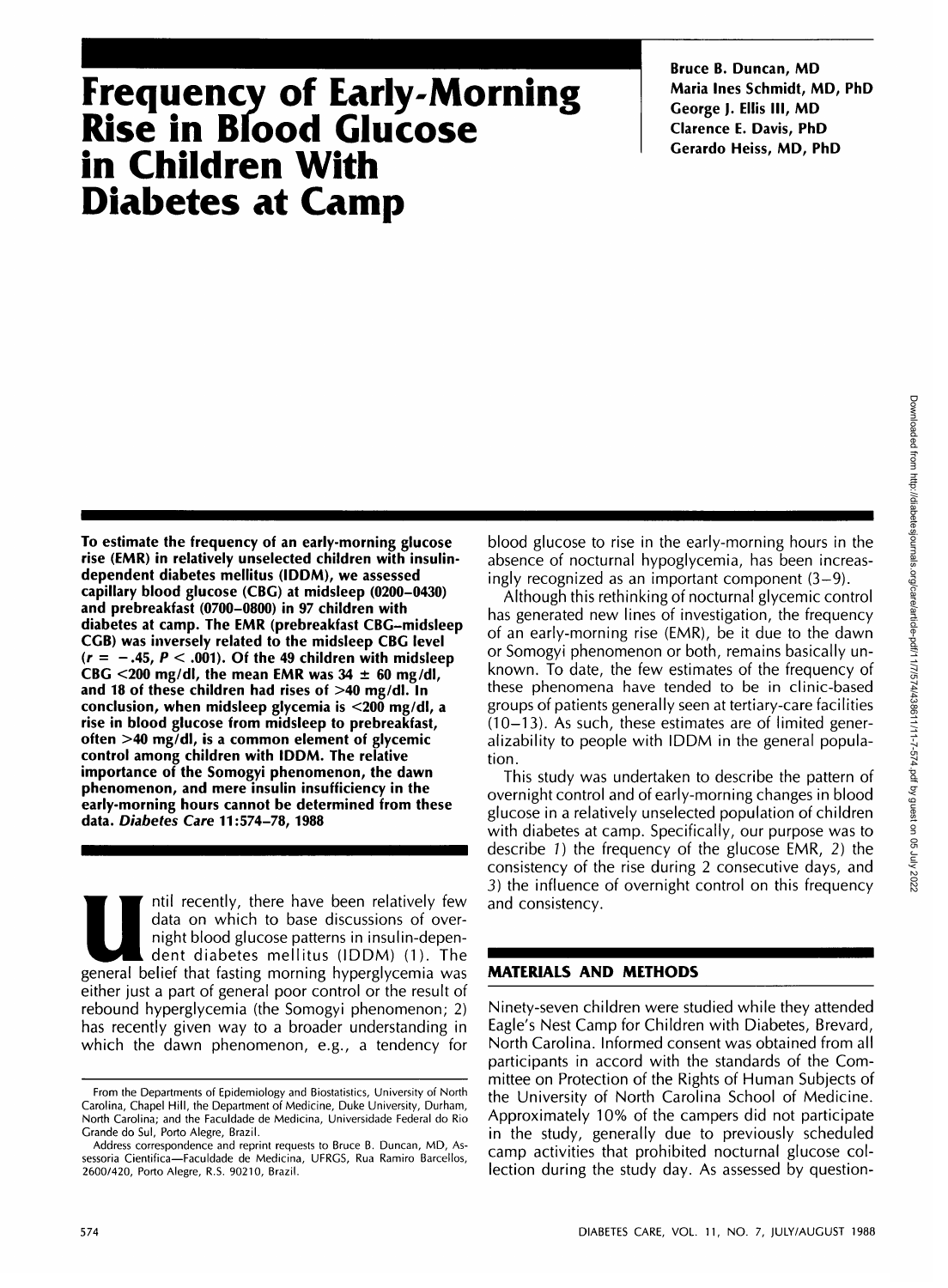# Frequency of Early-Morning Rise in Blood Glucose in Children With Diabetes at Camp

Bruce B. Duncan, MD
Maria Ines Schmidt, MD, PhD
George J. Ellis III, MD
Clarence E. Davis, PhD
Gerardo Heiss, MD, PhD

**To estimate the frequency of an early-morning glucose rise (EMR) in relatively unselected children with insulin-dependent diabetes mellitus (IDDM), we assessed capillary blood glucose (CBG) at midsleep (0200–0430) and prebreakfast (0700–0800) in 97 children with diabetes at camp. The EMR (prebreakfast CBG–midsleep CGB) was inversely related to the midsleep CBG level ($r = -.45$, $P < .001$). Of the 49 children with midsleep CBG <200 mg/dl, the mean EMR was 34 ± 60 mg/dl, and 18 of these children had rises of >40 mg/dl. In conclusion, when midsleep glycemia is <200 mg/dl, a rise in blood glucose from midsleep to prebreakfast, often >40 mg/dl, is a common element of glycemic control among children with IDDM. The relative importance of the Somogyi phenomenon, the dawn phenomenon, and mere insulin insufficiency in the early-morning hours cannot be determined from these data. *Diabetes Care* 11:574–78, 1988**

Until recently, there have been relatively few data on which to base discussions of overnight blood glucose patterns in insulin-dependent diabetes mellitus (IDDM) (1). The general belief that fasting morning hyperglycemia was either just a part of general poor control or the result of rebound hyperglycemia (the Somogyi phenomenon; 2) has recently given way to a broader understanding in which the dawn phenomenon, e.g., a tendency for blood glucose to rise in the early-morning hours in the absence of nocturnal hypoglycemia, has been increasingly recognized as an important component (3–9).

Although this rethinking of nocturnal glycemic control has generated new lines of investigation, the frequency of an early-morning rise (EMR), be it due to the dawn or Somogyi phenomenon or both, remains basically unknown. To date, the few estimates of the frequency of these phenomena have tended to be in clinic-based groups of patients generally seen at tertiary-care facilities (10–13). As such, these estimates are of limited generalizability to people with IDDM in the general population.

This study was undertaken to describe the pattern of overnight control and of early-morning changes in blood glucose in a relatively unselected population of children with diabetes at camp. Specifically, our purpose was to describe *1*) the frequency of the glucose EMR, *2*) the consistency of the rise during 2 consecutive days, and *3*) the influence of overnight control on this frequency and consistency.

## MATERIALS AND METHODS

Ninety-seven children were studied while they attended Eagle's Nest Camp for Children with Diabetes, Brevard, North Carolina. Informed consent was obtained from all participants in accord with the standards of the Committee on Protection of the Rights of Human Subjects of the University of North Carolina School of Medicine. Approximately 10% of the campers did not participate in the study, generally due to previously scheduled camp activities that prohibited nocturnal glucose collection during the study day. As assessed by question-

From the Departments of Epidemiology and Biostatistics, University of North Carolina, Chapel Hill, the Department of Medicine, Duke University, Durham, North Carolina; and the Faculdade de Medicina, Universidade Federal do Rio Grande do Sul, Porto Alegre, Brazil.

Address correspondence and reprint requests to Bruce B. Duncan, MD, Assessoria Cientifica—Faculdade de Medicina, UFRGS, Rua Ramiro Barcellos, 2600/420, Porto Alegre, R.S. 90210, Brazil.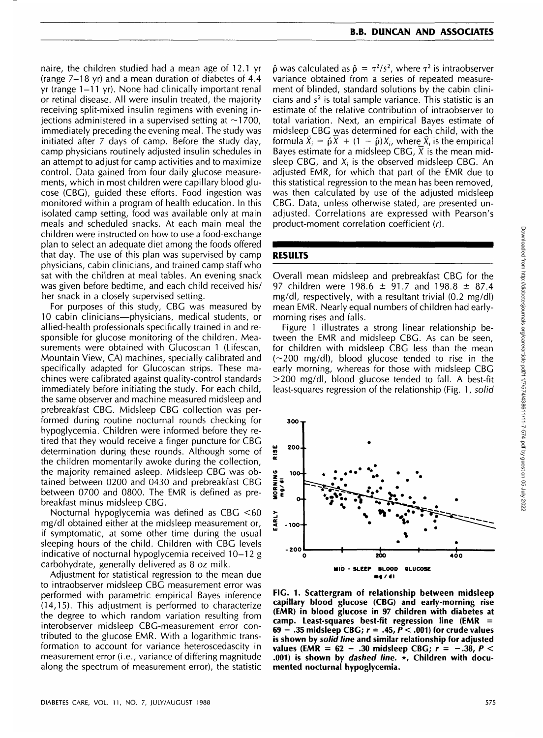naire, the children studied had a mean age of 12.1 yr (range 7–18 yr) and a mean duration of diabetes of 4.4 yr (range 1–11 yr). None had clinically important renal or retinal disease. All were insulin treated, the majority receiving split-mixed insulin regimens with evening injections administered in a supervised setting at ~1700, immediately preceding the evening meal. The study was initiated after 7 days of camp. Before the study day, camp physicians routinely adjusted insulin schedules in an attempt to adjust for camp activities and to maximize control. Data gained from four daily glucose measurements, which in most children were capillary blood glucose (CBG), guided these efforts. Food ingestion was monitored within a program of health education. In this isolated camp setting, food was available only at main meals and scheduled snacks. At each main meal the children were instructed on how to use a food-exchange plan to select an adequate diet among the foods offered that day. The use of this plan was supervised by camp physicians, cabin clinicians, and trained camp staff who sat with the children at meal tables. An evening snack was given before bedtime, and each child received his/her snack in a closely supervised setting.

For purposes of this study, CBG was measured by 10 cabin clinicians—physicians, medical students, or allied-health professionals specifically trained in and responsible for glucose monitoring of the children. Measurements were obtained with Glucoscan 1 (Lifescan, Mountain View, CA) machines, specially calibrated and specifically adapted for Glucoscan strips. These machines were calibrated against quality-control standards immediately before initiating the study. For each child, the same observer and machine measured midsleep and prebreakfast CBG. Midsleep CBG collection was performed during routine nocturnal rounds checking for hypoglycemia. Children were informed before they retired that they would receive a finger puncture for CBG determination during these rounds. Although some of the children momentarily awoke during the collection, the majority remained asleep. Midsleep CBG was obtained between 0200 and 0430 and prebreakfast CBG between 0700 and 0800. The EMR is defined as prebreakfast minus midsleep CBG.

Nocturnal hypoglycemia was defined as CBG <60 mg/dl obtained either at the midsleep measurement or, if symptomatic, at some other time during the usual sleeping hours of the child. Children with CBG levels indicative of nocturnal hypoglycemia received 10–12 g carbohydrate, generally delivered as 8 oz milk.

Adjustment for statistical regression to the mean due to intraobserver midsleep CBG measurement error was performed with parametric empirical Bayes inference (14,15). This adjustment is performed to characterize the degree to which random variation resulting from interobserver midsleep CBG-measurement error contributed to the glucose EMR. With a logarithmic transformation to account for variance heteroscedascity in measurement error (i.e., variance of differing magnitude along the spectrum of measurement error), the statistic $\hat{\rho}$ was calculated as $\hat{\rho} = \tau^2/s^2$, where $\tau^2$ is intraobserver variance obtained from a series of repeated measurement of blinded, standard solutions by the cabin clinicians and $s^2$ is total sample variance. This statistic is an estimate of the relative contribution of intraobserver to total variation. Next, an empirical Bayes estimate of midsleep CBG was determined for each child, with the formula $\hat{X}_i = \hat{\rho}\bar{X} + (1 - \hat{\rho})X_i$, where $\hat{X}_i$ is the empirical Bayes estimate for a midsleep CBG, $\bar{X}$ is the mean midsleep CBG, and $X_i$ is the observed midsleep CBG. An adjusted EMR, for which that part of the EMR due to this statistical regression to the mean has been removed, was then calculated by use of the adjusted midsleep CBG. Data, unless otherwise stated, are presented unadjusted. Correlations are expressed with Pearson's product-moment correlation coefficient ($r$).

## RESULTS

Overall mean midsleep and prebreakfast CBG for the 97 children were 198.6 ± 91.7 and 198.8 ± 87.4 mg/dl, respectively, with a resultant trivial (0.2 mg/dl) mean EMR. Nearly equal numbers of children had early-morning rises and falls.

Figure 1 illustrates a strong linear relationship between the EMR and midsleep CBG. As can be seen, for children with midsleep CBG less than the mean (~200 mg/dl), blood glucose tended to rise in the early morning, whereas for those with midsleep CBG >200 mg/dl, blood glucose tended to fall. A best-fit least-squares regression of the relationship (Fig. 1, *solid*

**FIG. 1. Scattergram of relationship between midsleep capillary blood glucose (CBG) and early-morning rise (EMR) in blood glucose in 97 children with diabetes at camp. Least-squares best-fit regression line (EMR = 69 − .35 midsleep CBG; $r$ = .45, $P$ < .001) for crude values is shown by *solid line* and similar relationship for adjusted values (EMR = 62 − .30 midsleep CBG; $r$ = −.38, $P$ < .001) is shown by *dashed line*. ★, Children with documented nocturnal hypoglycemia.**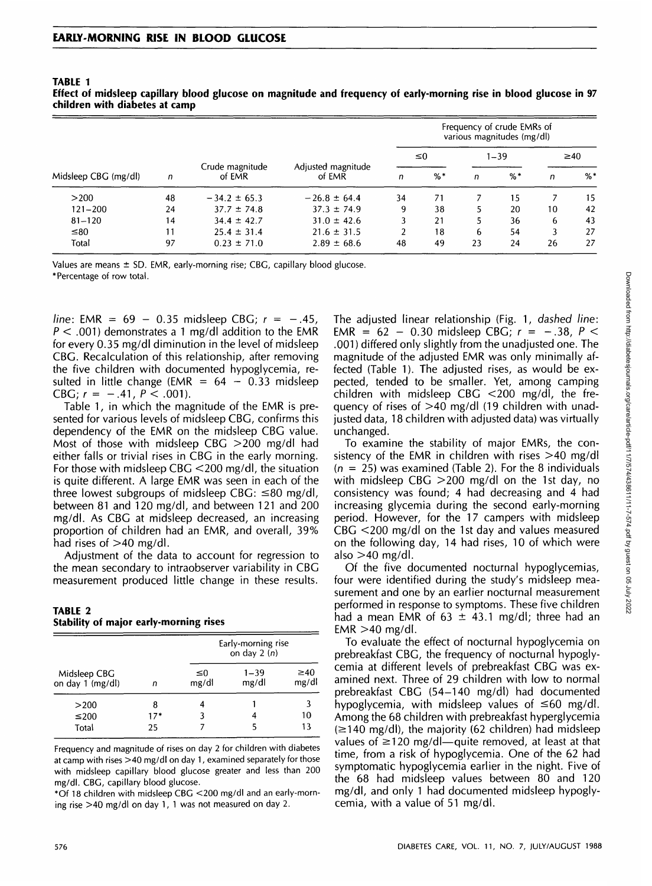**TABLE 1**
**Effect of midsleep capillary blood glucose on magnitude and frequency of early-morning rise in blood glucose in 97 children with diabetes at camp**

| Midsleep CBG (mg/dl) | n | Crude magnitude of EMR | Adjusted magnitude of EMR | Frequency of crude EMRs of various magnitudes (mg/dl) | | | | | |
|---|---|---|---|---|---|---|---|---|---|
| | | | | ≤0 | | 1–39 | | ≥40 | |
| | | | | n | %* | n | %* | n | %* |
| >200 | 48 | −34.2 ± 65.3 | −26.8 ± 64.4 | 34 | 71 | 7 | 15 | 7 | 15 |
| 121–200 | 24 | 37.7 ± 74.8 | 37.3 ± 74.9 | 9 | 38 | 5 | 20 | 10 | 42 |
| 81–120 | 14 | 34.4 ± 42.7 | 31.0 ± 42.6 | 3 | 21 | 5 | 36 | 6 | 43 |
| ≤80 | 11 | 25.4 ± 31.4 | 21.6 ± 31.5 | 2 | 18 | 6 | 54 | 3 | 27 |
| Total | 97 | 0.23 ± 71.0 | 2.89 ± 68.6 | 48 | 49 | 23 | 24 | 26 | 27 |

Values are means ± SD. EMR, early-morning rise; CBG, capillary blood glucose.
*Percentage of row total.

*line*: EMR = 69 − 0.35 midsleep CBG; $r = -.45$, $P < .001$) demonstrates a 1 mg/dl addition to the EMR for every 0.35 mg/dl diminution in the level of midsleep CBG. Recalculation of this relationship, after removing the five children with documented hypoglycemia, resulted in little change (EMR = 64 − 0.33 midsleep CBG; $r = -.41$, $P < .001$).

Table 1, in which the magnitude of the EMR is presented for various levels of midsleep CBG, confirms this dependency of the EMR on the midsleep CBG value. Most of those with midsleep CBG >200 mg/dl had either falls or trivial rises in CBG in the early morning. For those with midsleep CBG <200 mg/dl, the situation is quite different. A large EMR was seen in each of the three lowest subgroups of midsleep CBG: ≤80 mg/dl, between 81 and 120 mg/dl, and between 121 and 200 mg/dl. As CBG at midsleep decreased, an increasing proportion of children had an EMR, and overall, 39% had rises of >40 mg/dl.

Adjustment of the data to account for regression to the mean secondary to intraobserver variability in CBG measurement produced little change in these results. The adjusted linear relationship (Fig. 1, *dashed line*: EMR = 62 − 0.30 midsleep CBG; $r = -.38$, $P < .001$) differed only slightly from the unadjusted one. The magnitude of the adjusted EMR was only minimally affected (Table 1). The adjusted rises, as would be expected, tended to be smaller. Yet, among camping children with midsleep CBG <200 mg/dl, the frequency of rises of >40 mg/dl (19 children with unadjusted data, 18 children with adjusted data) was virtually unchanged.

**TABLE 2**
**Stability of major early-morning rises**

| Midsleep CBG on day 1 (mg/dl) | n | Early-morning rise on day 2 (n) ≤0 mg/dl | 1–39 mg/dl | ≥40 mg/dl |
|---|---|---|---|---|
| >200 | 8 | 4 | 1 | 3 |
| ≤200 | 17* | 3 | 4 | 10 |
| Total | 25 | 7 | 5 | 13 |

Frequency and magnitude of rises on day 2 for children with diabetes at camp with rises >40 mg/dl on day 1, examined separately for those with midsleep capillary blood glucose greater and less than 200 mg/dl. CBG, capillary blood glucose.
*Of 18 children with midsleep CBG <200 mg/dl and an early-morning rise >40 mg/dl on day 1, 1 was not measured on day 2.

To examine the stability of major EMRs, the consistency of the EMR in children with rises >40 mg/dl ($n = 25$) was examined (Table 2). For the 8 individuals with midsleep CBG >200 mg/dl on the 1st day, no consistency was found; 4 had decreasing and 4 had increasing glycemia during the second early-morning period. However, for the 17 campers with midsleep CBG <200 mg/dl on the 1st day and values measured on the following day, 14 had rises, 10 of which were also >40 mg/dl.

Of the five documented nocturnal hypoglycemias, four were identified during the study's midsleep measurement and one by an earlier nocturnal measurement performed in response to symptoms. These five children had a mean EMR of 63 ± 43.1 mg/dl; three had an EMR >40 mg/dl.

To evaluate the effect of nocturnal hypoglycemia on prebreakfast CBG, the frequency of nocturnal hypoglycemia at different levels of prebreakfast CBG was examined next. Three of 29 children with low to normal prebreakfast CBG (54–140 mg/dl) had documented hypoglycemia, with midsleep values of ≤60 mg/dl. Among the 68 children with prebreakfast hyperglycemia (≥140 mg/dl), the majority (62 children) had midsleep values of ≥120 mg/dl—quite removed, at least at that time, from a risk of hypoglycemia. One of the 62 had symptomatic hypoglycemia earlier in the night. Five of the 68 had midsleep values between 80 and 120 mg/dl, and only 1 had documented midsleep hypoglycemia, with a value of 51 mg/dl.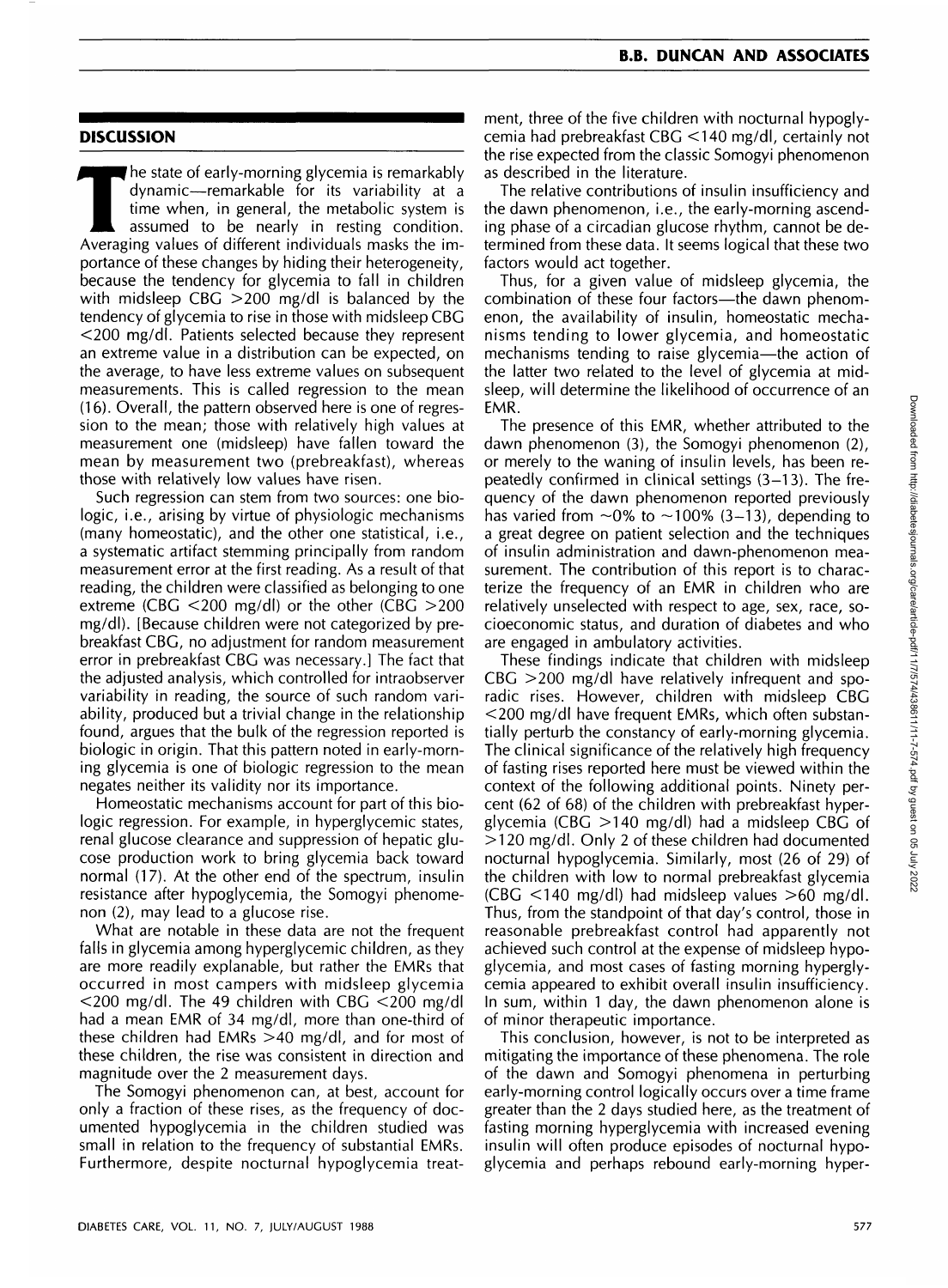## DISCUSSION

The state of early-morning glycemia is remarkably dynamic—remarkable for its variability at a time when, in general, the metabolic system is assumed to be nearly in resting condition. Averaging values of different individuals masks the importance of these changes by hiding their heterogeneity, because the tendency for glycemia to fall in children with midsleep CBG >200 mg/dl is balanced by the tendency of glycemia to rise in those with midsleep CBG <200 mg/dl. Patients selected because they represent an extreme value in a distribution can be expected, on the average, to have less extreme values on subsequent measurements. This is called regression to the mean (16). Overall, the pattern observed here is one of regression to the mean; those with relatively high values at measurement one (midsleep) have fallen toward the mean by measurement two (prebreakfast), whereas those with relatively low values have risen.

Such regression can stem from two sources: one biologic, i.e., arising by virtue of physiologic mechanisms (many homeostatic), and the other one statistical, i.e., a systematic artifact stemming principally from random measurement error at the first reading. As a result of that reading, the children were classified as belonging to one extreme (CBG <200 mg/dl) or the other (CBG >200 mg/dl). [Because children were not categorized by prebreakfast CBG, no adjustment for random measurement error in prebreakfast CBG was necessary.] The fact that the adjusted analysis, which controlled for intraobserver variability in reading, the source of such random variability, produced but a trivial change in the relationship found, argues that the bulk of the regression reported is biologic in origin. That this pattern noted in early-morning glycemia is one of biologic regression to the mean negates neither its validity nor its importance.

Homeostatic mechanisms account for part of this biologic regression. For example, in hyperglycemic states, renal glucose clearance and suppression of hepatic glucose production work to bring glycemia back toward normal (17). At the other end of the spectrum, insulin resistance after hypoglycemia, the Somogyi phenomenon (2), may lead to a glucose rise.

What are notable in these data are not the frequent falls in glycemia among hyperglycemic children, as they are more readily explanable, but rather the EMRs that occurred in most campers with midsleep glycemia <200 mg/dl. The 49 children with CBG <200 mg/dl had a mean EMR of 34 mg/dl, more than one-third of these children had EMRs >40 mg/dl, and for most of these children, the rise was consistent in direction and magnitude over the 2 measurement days.

The Somogyi phenomenon can, at best, account for only a fraction of these rises, as the frequency of documented hypoglycemia in the children studied was small in relation to the frequency of substantial EMRs. Furthermore, despite nocturnal hypoglycemia treatment, three of the five children with nocturnal hypoglycemia had prebreakfast CBG <140 mg/dl, certainly not the rise expected from the classic Somogyi phenomenon as described in the literature.

The relative contributions of insulin insufficiency and the dawn phenomenon, i.e., the early-morning ascending phase of a circadian glucose rhythm, cannot be determined from these data. It seems logical that these two factors would act together.

Thus, for a given value of midsleep glycemia, the combination of these four factors—the dawn phenomenon, the availability of insulin, homeostatic mechanisms tending to lower glycemia, and homeostatic mechanisms tending to raise glycemia—the action of the latter two related to the level of glycemia at midsleep, will determine the likelihood of occurrence of an EMR.

The presence of this EMR, whether attributed to the dawn phenomenon (3), the Somogyi phenomenon (2), or merely to the waning of insulin levels, has been repeatedly confirmed in clinical settings (3–13). The frequency of the dawn phenomenon reported previously has varied from ~0% to ~100% (3–13), depending to a great degree on patient selection and the techniques of insulin administration and dawn-phenomenon measurement. The contribution of this report is to characterize the frequency of an EMR in children who are relatively unselected with respect to age, sex, race, socioeconomic status, and duration of diabetes and who are engaged in ambulatory activities.

These findings indicate that children with midsleep CBG >200 mg/dl have relatively infrequent and sporadic rises. However, children with midsleep CBG <200 mg/dl have frequent EMRs, which often substantially perturb the constancy of early-morning glycemia. The clinical significance of the relatively high frequency of fasting rises reported here must be viewed within the context of the following additional points. Ninety percent (62 of 68) of the children with prebreakfast hyperglycemia (CBG >140 mg/dl) had a midsleep CBG of >120 mg/dl. Only 2 of these children had documented nocturnal hypoglycemia. Similarly, most (26 of 29) of the children with low to normal prebreakfast glycemia (CBG <140 mg/dl) had midsleep values >60 mg/dl. Thus, from the standpoint of that day's control, those in reasonable prebreakfast control had apparently not achieved such control at the expense of midsleep hypoglycemia, and most cases of fasting morning hyperglycemia appeared to exhibit overall insulin insufficiency. In sum, within 1 day, the dawn phenomenon alone is of minor therapeutic importance.

This conclusion, however, is not to be interpreted as mitigating the importance of these phenomena. The role of the dawn and Somogyi phenomena in perturbing early-morning control logically occurs over a time frame greater than the 2 days studied here, as the treatment of fasting morning hyperglycemia with increased evening insulin will often produce episodes of nocturnal hypoglycemia and perhaps rebound early-morning hyper-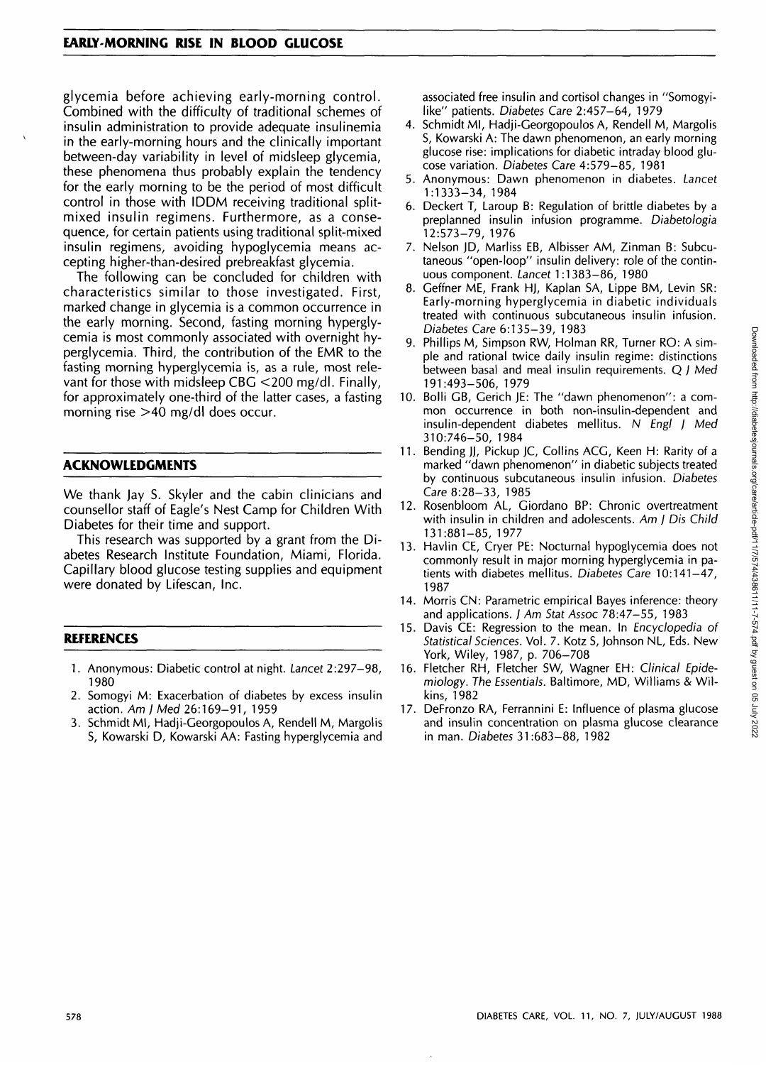glycemia before achieving early-morning control. Combined with the difficulty of traditional schemes of insulin administration to provide adequate insulinemia in the early-morning hours and the clinically important between-day variability in level of midsleep glycemia, these phenomena thus probably explain the tendency for the early morning to be the period of most difficult control in those with IDDM receiving traditional split-mixed insulin regimens. Furthermore, as a consequence, for certain patients using traditional split-mixed insulin regimens, avoiding hypoglycemia means accepting higher-than-desired prebreakfast glycemia.

The following can be concluded for children with characteristics similar to those investigated. First, marked change in glycemia is a common occurrence in the early morning. Second, fasting morning hyperglycemia is most commonly associated with overnight hyperglycemia. Third, the contribution of the EMR to the fasting morning hyperglycemia is, as a rule, most relevant for those with midsleep CBG <200 mg/dl. Finally, for approximately one-third of the latter cases, a fasting morning rise >40 mg/dl does occur.

## ACKNOWLEDGMENTS

We thank Jay S. Skyler and the cabin clinicians and counsellor staff of Eagle's Nest Camp for Children With Diabetes for their time and support.

This research was supported by a grant from the Diabetes Research Institute Foundation, Miami, Florida. Capillary blood glucose testing supplies and equipment were donated by Lifescan, Inc.

## REFERENCES

1. Anonymous: Diabetic control at night. *Lancet* 2:297–98, 1980
2. Somogyi M: Exacerbation of diabetes by excess insulin action. *Am J Med* 26:169–91, 1959
3. Schmidt MI, Hadji-Georgopoulos A, Rendell M, Margolis S, Kowarski D, Kowarski AA: Fasting hyperglycemia and associated free insulin and cortisol changes in "Somogyi-like" patients. *Diabetes Care* 2:457–64, 1979
4. Schmidt MI, Hadji-Georgopoulos A, Rendell M, Margolis S, Kowarski A: The dawn phenomenon, an early morning glucose rise: implications for diabetic intraday blood glucose variation. *Diabetes Care* 4:579–85, 1981
5. Anonymous: Dawn phenomenon in diabetes. *Lancet* 1:1333–34, 1984
6. Deckert T, Laroup B: Regulation of brittle diabetes by a preplanned insulin infusion programme. *Diabetologia* 12:573–79, 1976
7. Nelson JD, Marliss EB, Albisser AM, Zinman B: Subcutaneous "open-loop" insulin delivery: role of the continuous component. *Lancet* 1:1383–86, 1980
8. Geffner ME, Frank HJ, Kaplan SA, Lippe BM, Levin SR: Early-morning hyperglycemia in diabetic individuals treated with continuous subcutaneous insulin infusion. *Diabetes Care* 6:135–39, 1983
9. Phillips M, Simpson RW, Holman RR, Turner RO: A simple and rational twice daily insulin regime: distinctions between basal and meal insulin requirements. *Q J Med* 191:493–506, 1979
10. Bolli GB, Gerich JE: The "dawn phenomenon": a common occurrence in both non-insulin-dependent and insulin-dependent diabetes mellitus. *N Engl J Med* 310:746–50, 1984
11. Bending JJ, Pickup JC, Collins ACG, Keen H: Rarity of a marked "dawn phenomenon" in diabetic subjects treated by continuous subcutaneous insulin infusion. *Diabetes Care* 8:28–33, 1985
12. Rosenbloom AL, Giordano BP: Chronic overtreatment with insulin in children and adolescents. *Am J Dis Child* 131:881–85, 1977
13. Havlin CE, Cryer PE: Nocturnal hypoglycemia does not commonly result in major morning hyperglycemia in patients with diabetes mellitus. *Diabetes Care* 10:141–47, 1987
14. Morris CN: Parametric empirical Bayes inference: theory and applications. *J Am Stat Assoc* 78:47–55, 1983
15. Davis CE: Regression to the mean. In *Encyclopedia of Statistical Sciences*. Vol. 7. Kotz S, Johnson NL, Eds. New York, Wiley, 1987, p. 706–708
16. Fletcher RH, Fletcher SW, Wagner EH: *Clinical Epidemiology. The Essentials*. Baltimore, MD, Williams & Wilkins, 1982
17. DeFronzo RA, Ferrannini E: Influence of plasma glucose and insulin concentration on plasma glucose clearance in man. *Diabetes* 31:683–88, 1982